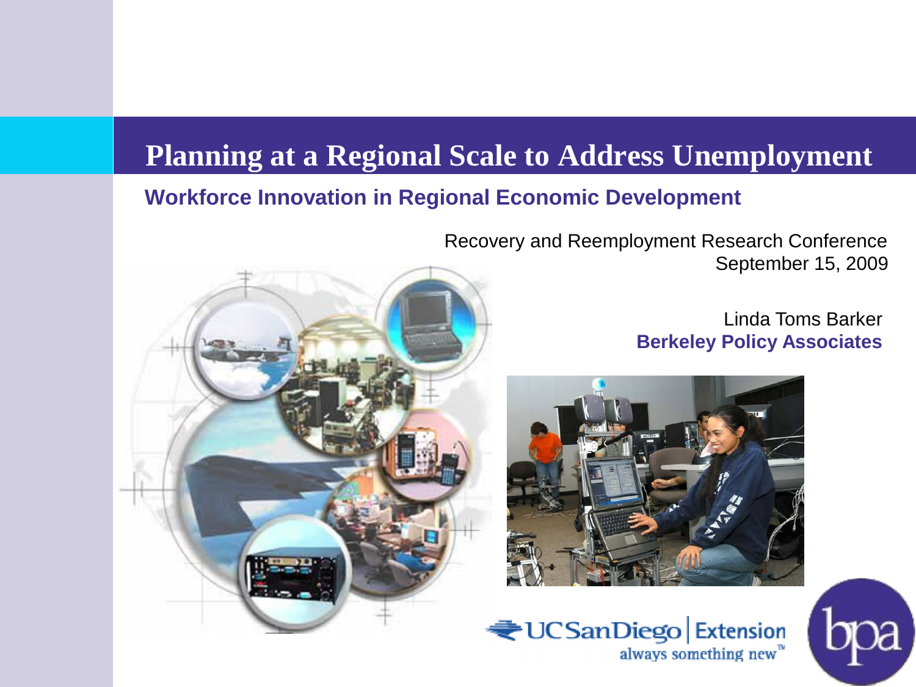# Planning at a Regional Scale to Address Unemployment

## Workforce Innovation in Regional Economic Development

Recovery and Reemployment Research Conference
September 15, 2009

Linda Toms Barker
**Berkeley Policy Associates**

UCSanDiego | Extension
always something new™

bpa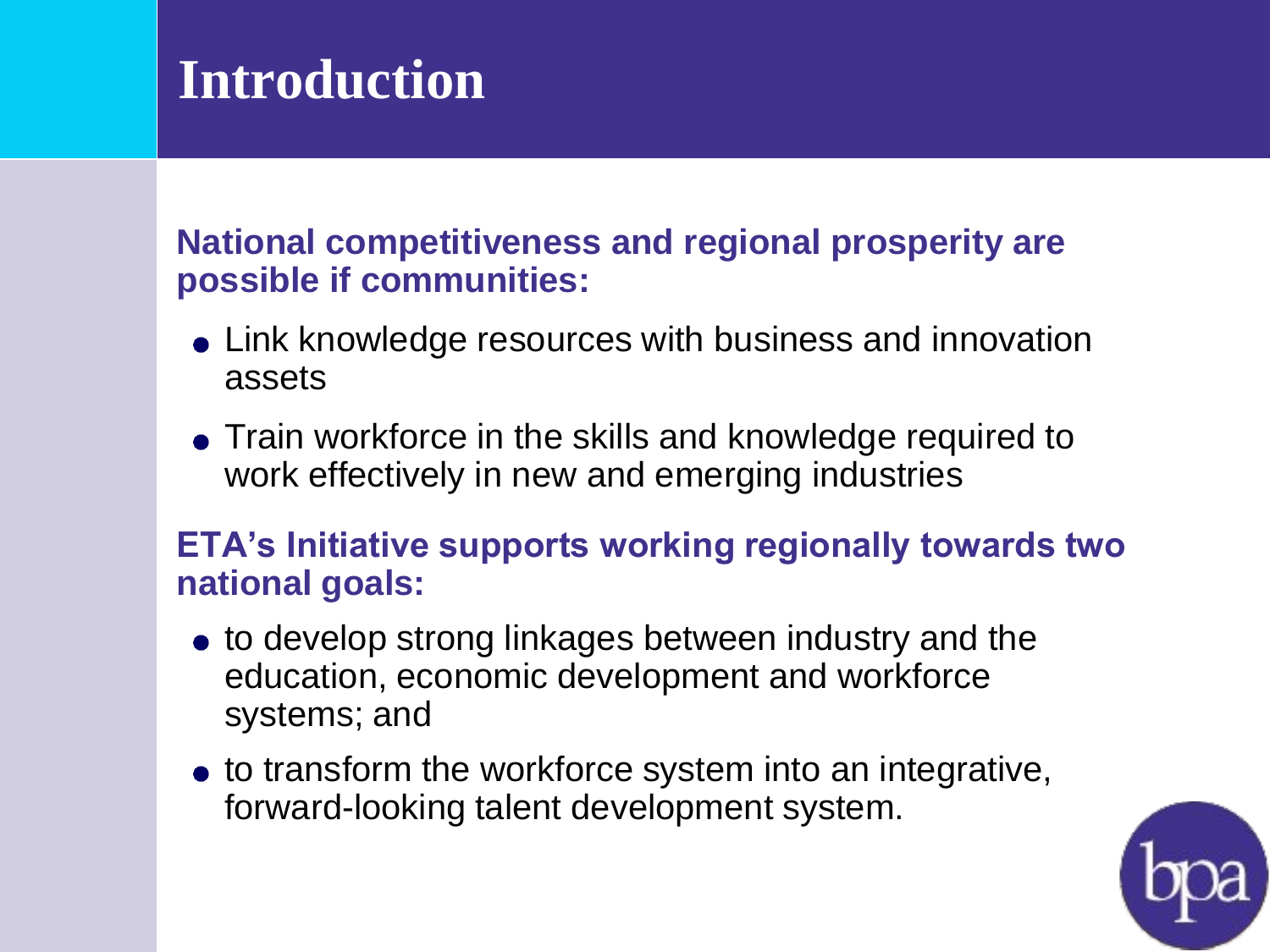# Introduction

**National competitiveness and regional prosperity are possible if communities:**

- Link knowledge resources with business and innovation assets
- Train workforce in the skills and knowledge required to work effectively in new and emerging industries

**ETA's Initiative supports working regionally towards two national goals:**

- to develop strong linkages between industry and the education, economic development and workforce systems; and
- to transform the workforce system into an integrative, forward-looking talent development system.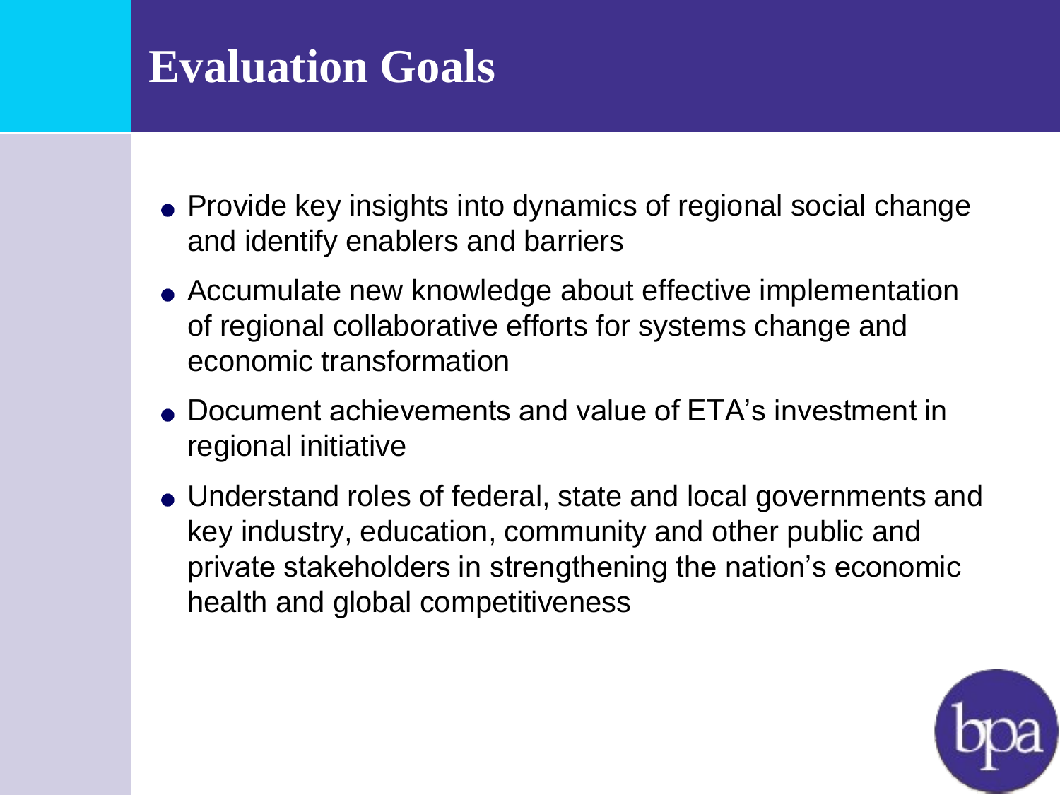# Evaluation Goals

- Provide key insights into dynamics of regional social change and identify enablers and barriers
- Accumulate new knowledge about effective implementation of regional collaborative efforts for systems change and economic transformation
- Document achievements and value of ETA's investment in regional initiative
- Understand roles of federal, state and local governments and key industry, education, community and other public and private stakeholders in strengthening the nation's economic health and global competitiveness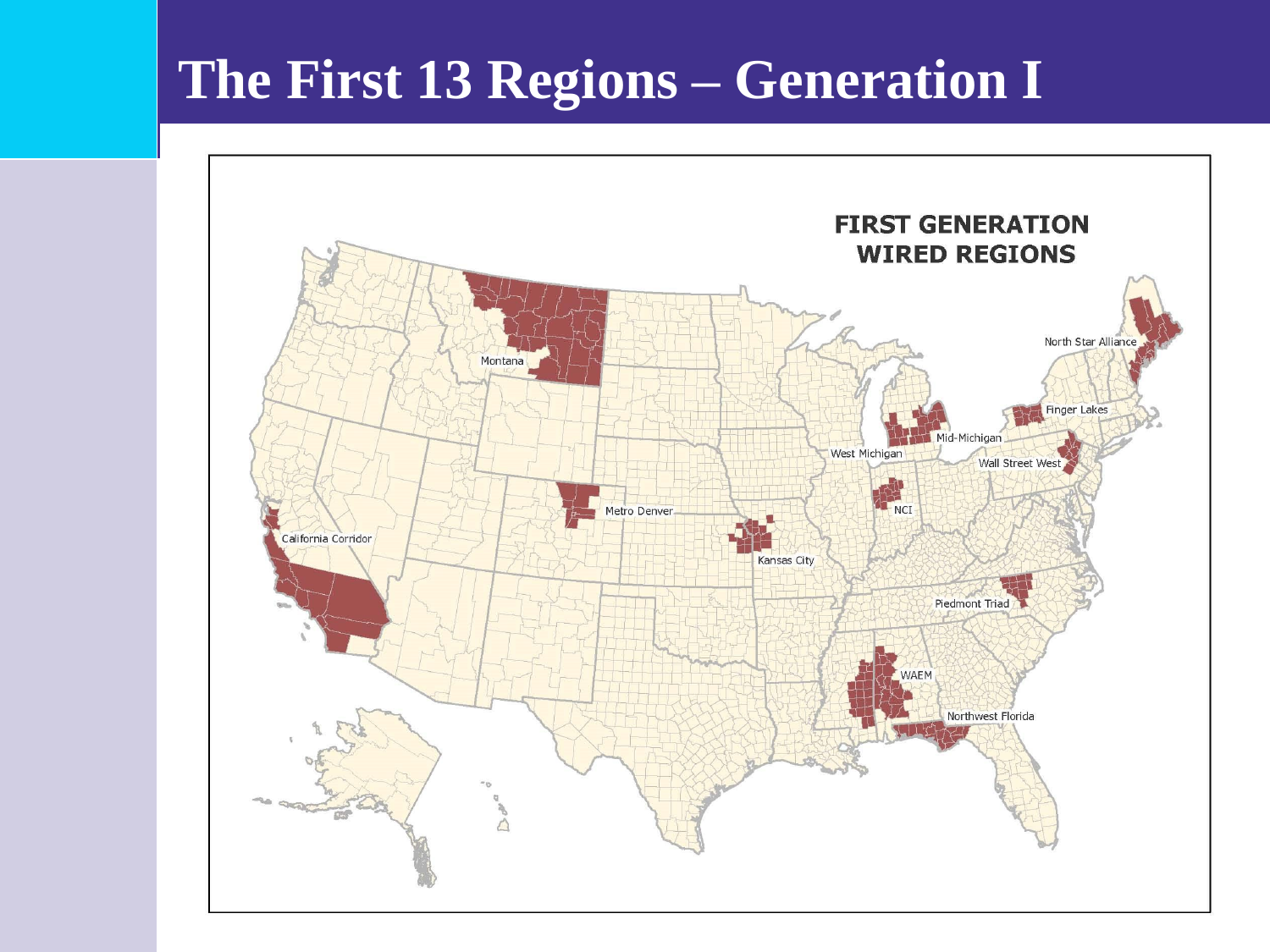# The First 13 Regions – Generation I

FIRST GENERATION WIRED REGIONS

Montana

North Star Alliance

Finger Lakes

Mid-Michigan

West Michigan

Wall Street West

Metro Denver

NCI

California Corridor

Kansas City

Piedmont Triad

WAEM

Northwest Florida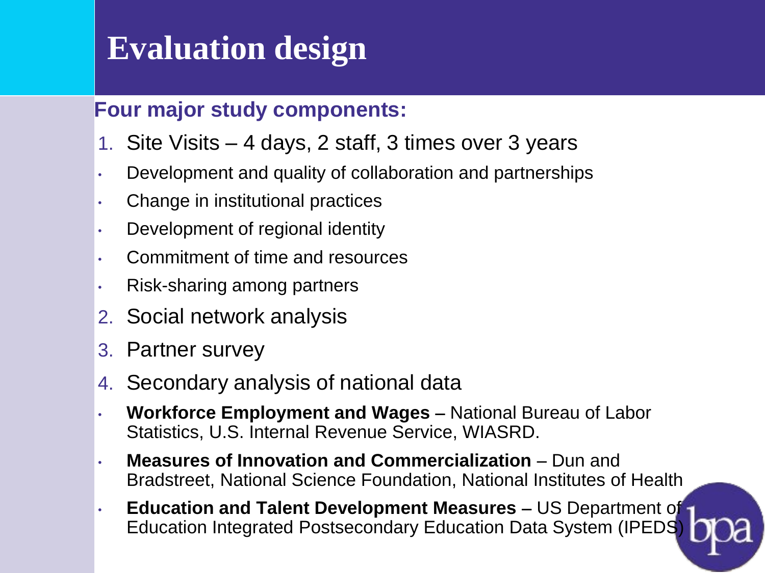# Evaluation design

**Four major study components:**

1. Site Visits – 4 days, 2 staff, 3 times over 3 years
   - Development and quality of collaboration and partnerships
   - Change in institutional practices
   - Development of regional identity
   - Commitment of time and resources
   - Risk-sharing among partners
2. Social network analysis
3. Partner survey
4. Secondary analysis of national data
   - **Workforce Employment and Wages –** National Bureau of Labor Statistics, U.S. Internal Revenue Service, WIASRD.
   - **Measures of Innovation and Commercialization** – Dun and Bradstreet, National Science Foundation, National Institutes of Health
   - **Education and Talent Development Measures** – US Department of Education Integrated Postsecondary Education Data System (IPEDS)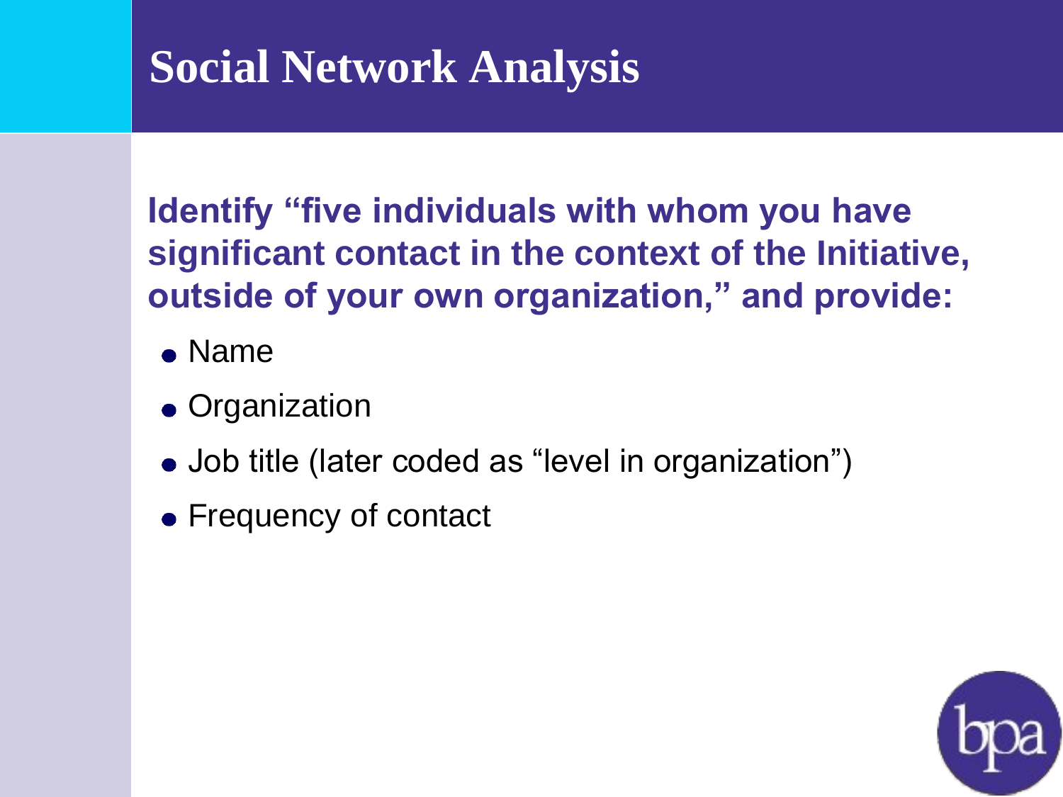# Social Network Analysis

**Identify "five individuals with whom you have significant contact in the context of the Initiative, outside of your own organization," and provide:**

- Name
- Organization
- Job title (later coded as "level in organization")
- Frequency of contact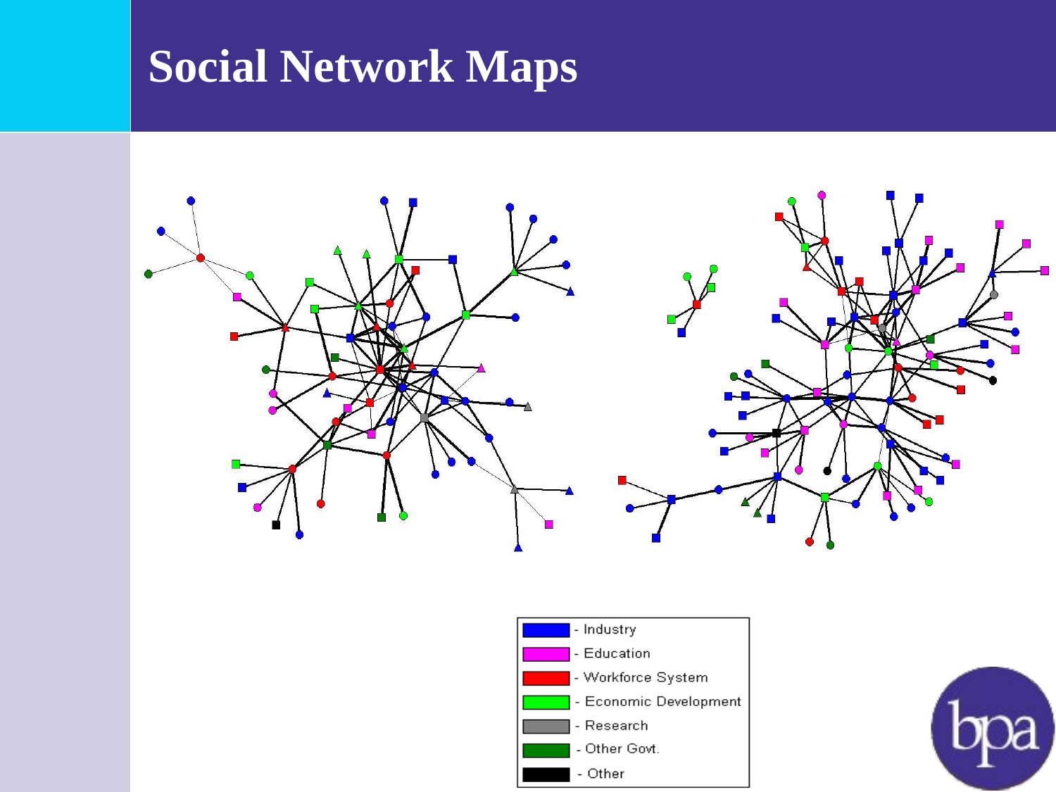# Social Network Maps

- Industry
- Education
- Workforce System
- Economic Development
- Research
- Other Govt.
- Other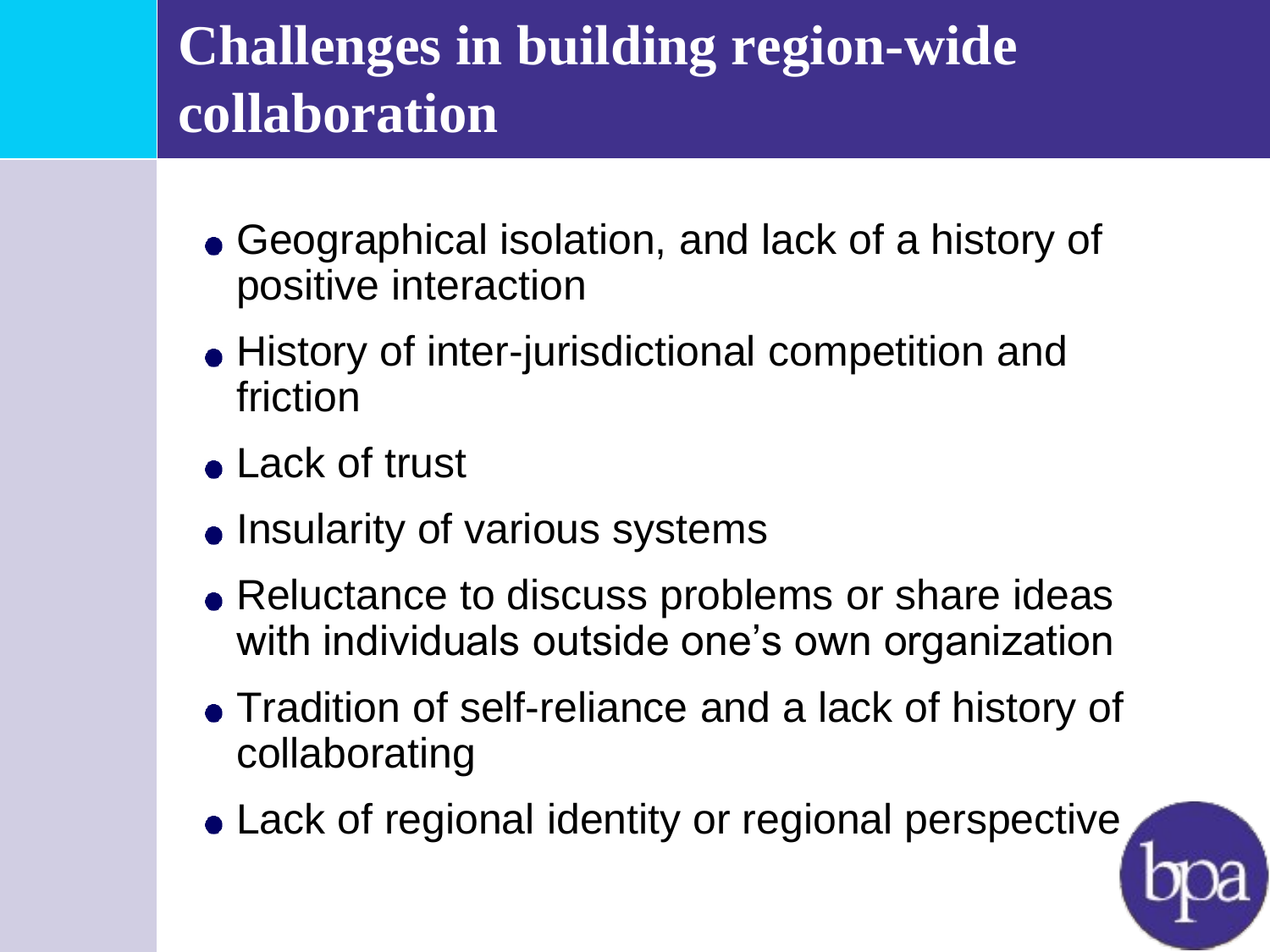# Challenges in building region-wide collaboration

- Geographical isolation, and lack of a history of positive interaction
- History of inter-jurisdictional competition and friction
- Lack of trust
- Insularity of various systems
- Reluctance to discuss problems or share ideas with individuals outside one's own organization
- Tradition of self-reliance and a lack of history of collaborating
- Lack of regional identity or regional perspective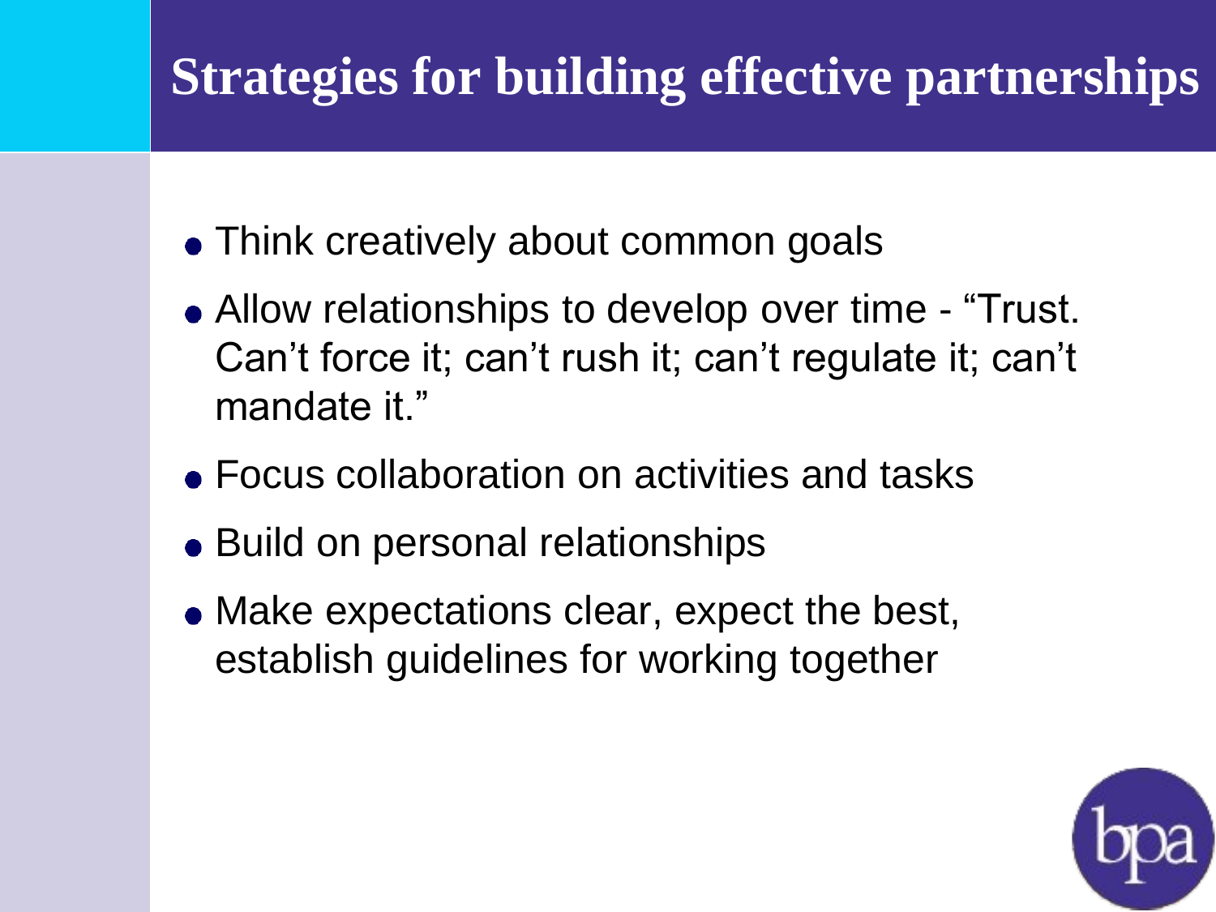# Strategies for building effective partnerships

- Think creatively about common goals
- Allow relationships to develop over time - “Trust. Can’t force it; can’t rush it; can’t regulate it; can’t mandate it.”
- Focus collaboration on activities and tasks
- Build on personal relationships
- Make expectations clear, expect the best, establish guidelines for working together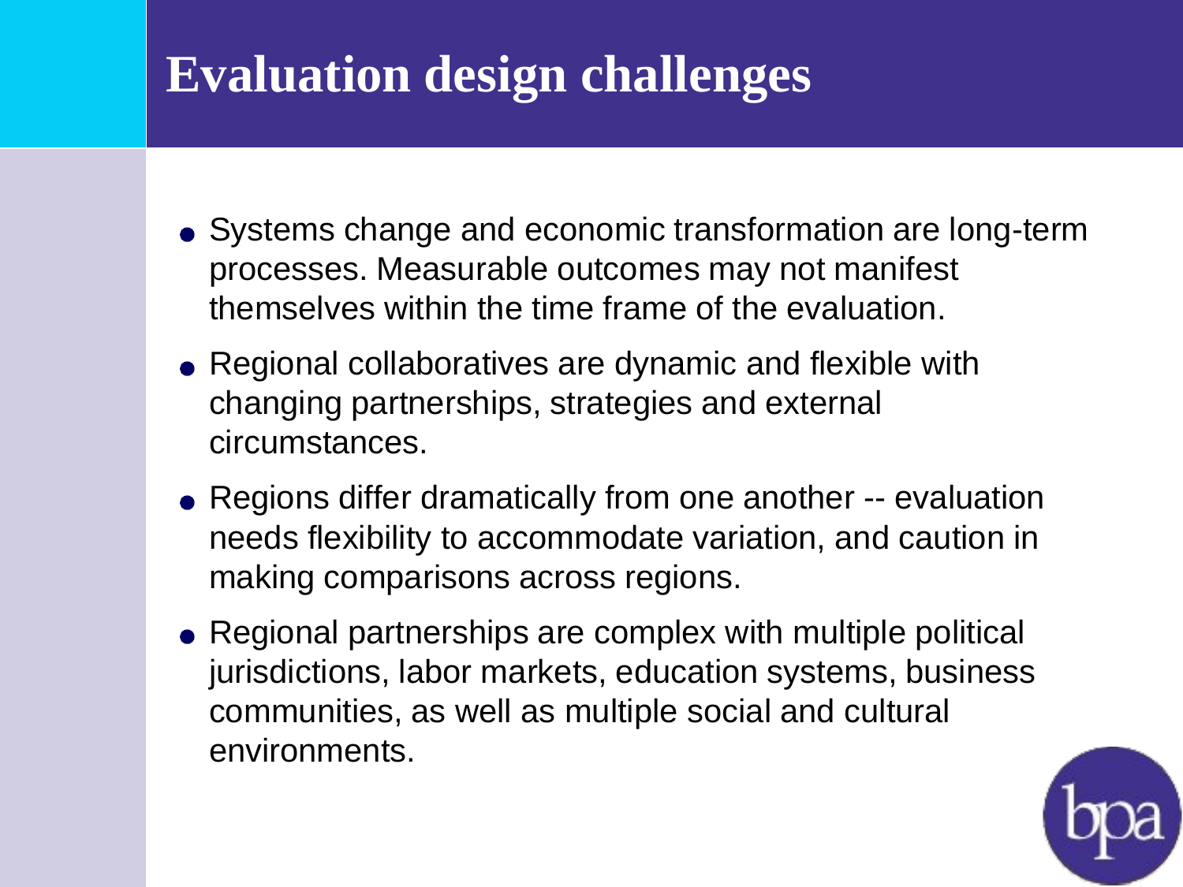# Evaluation design challenges

- Systems change and economic transformation are long-term processes. Measurable outcomes may not manifest themselves within the time frame of the evaluation.
- Regional collaboratives are dynamic and flexible with changing partnerships, strategies and external circumstances.
- Regions differ dramatically from one another -- evaluation needs flexibility to accommodate variation, and caution in making comparisons across regions.
- Regional partnerships are complex with multiple political jurisdictions, labor markets, education systems, business communities, as well as multiple social and cultural environments.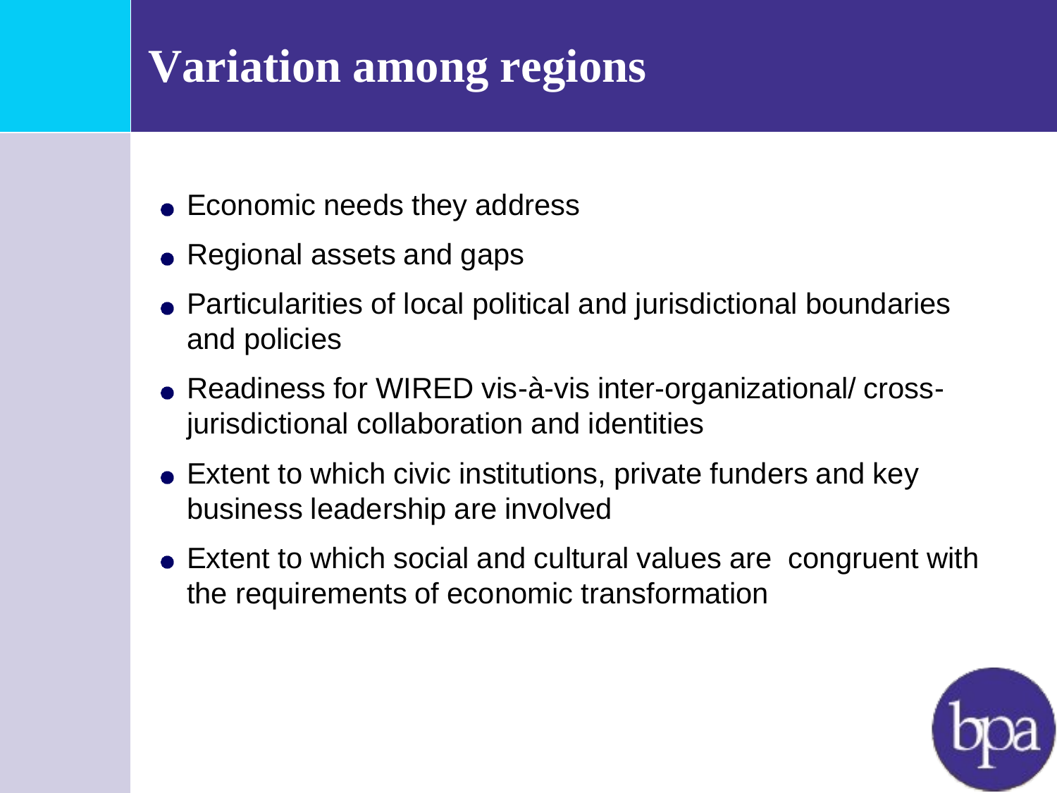# Variation among regions

- Economic needs they address
- Regional assets and gaps
- Particularities of local political and jurisdictional boundaries and policies
- Readiness for WIRED vis-à-vis inter-organizational/ cross-jurisdictional collaboration and identities
- Extent to which civic institutions, private funders and key business leadership are involved
- Extent to which social and cultural values are congruent with the requirements of economic transformation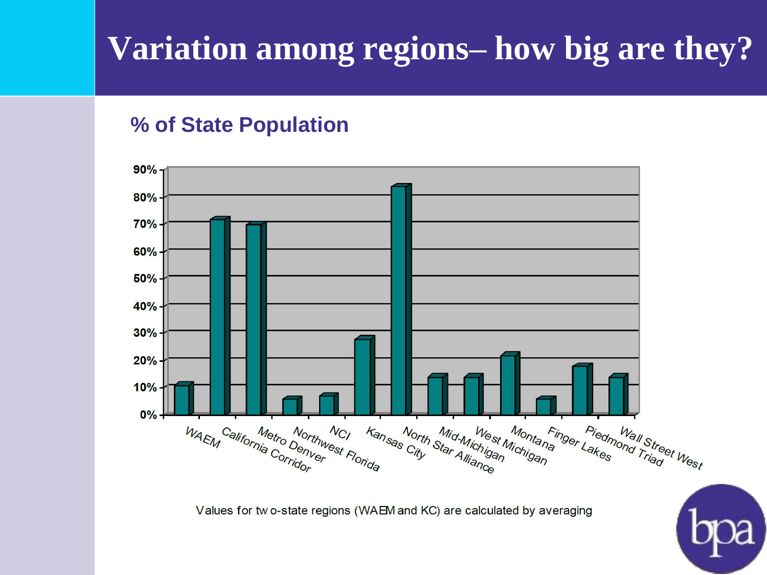# Variation among regions– how big are they?

## % of State Population

| Region | % of State Population |
|---|---|
| WAEM | ~11% |
| California Corridor | ~72% |
| Metro Denver | ~70% |
| Northwest Florida | ~6% |
| NCI | ~7% |
| Kansas City | ~28% |
| North Star Alliance | ~84% |
| Mid-Michigan | ~14% |
| West Michigan | ~14% |
| Montana | ~22% |
| Finger Lakes | ~6% |
| Piedmond Triad | ~18% |
| Wall Street West | ~14% |

Values for tw o-state regions (WAEM and KC) are calculated by averaging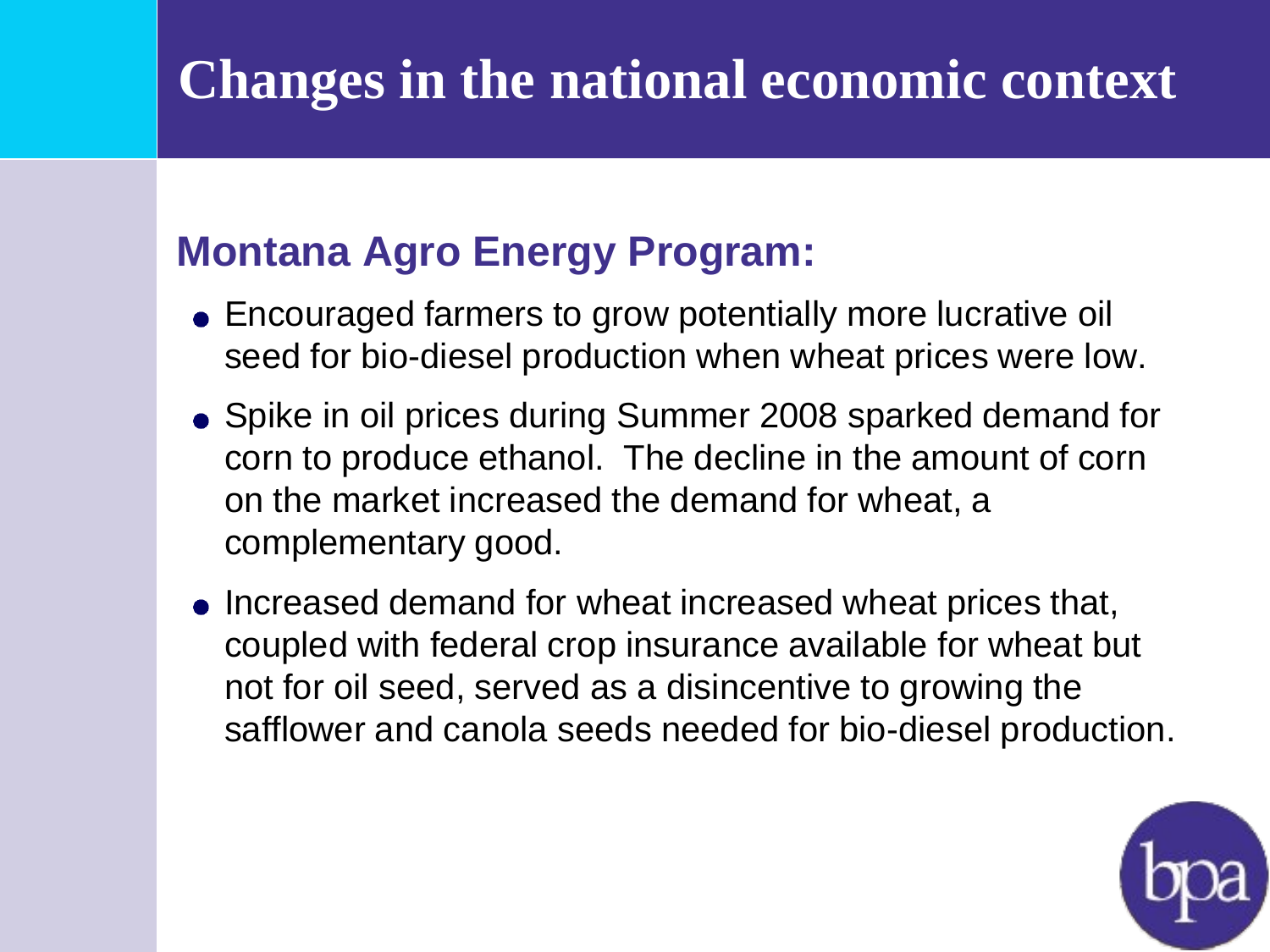# Changes in the national economic context

## Montana Agro Energy Program:

- Encouraged farmers to grow potentially more lucrative oil seed for bio-diesel production when wheat prices were low.
- Spike in oil prices during Summer 2008 sparked demand for corn to produce ethanol. The decline in the amount of corn on the market increased the demand for wheat, a complementary good.
- Increased demand for wheat increased wheat prices that, coupled with federal crop insurance available for wheat but not for oil seed, served as a disincentive to growing the safflower and canola seeds needed for bio-diesel production.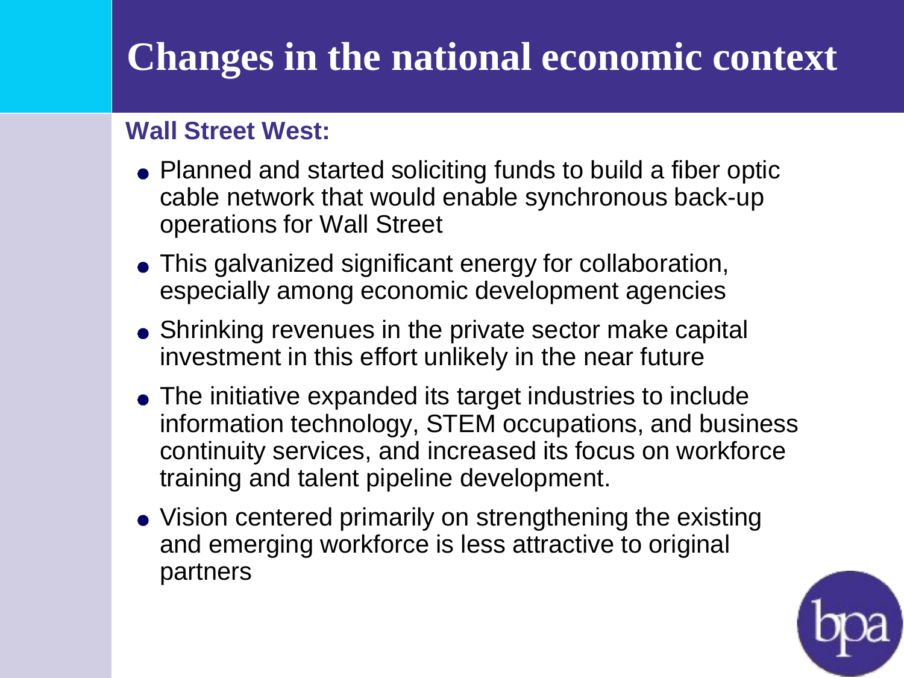# Changes in the national economic context

**Wall Street West:**

- Planned and started soliciting funds to build a fiber optic cable network that would enable synchronous back-up operations for Wall Street
- This galvanized significant energy for collaboration, especially among economic development agencies
- Shrinking revenues in the private sector make capital investment in this effort unlikely in the near future
- The initiative expanded its target industries to include information technology, STEM occupations, and business continuity services, and increased its focus on workforce training and talent pipeline development.
- Vision centered primarily on strengthening the existing and emerging workforce is less attractive to original partners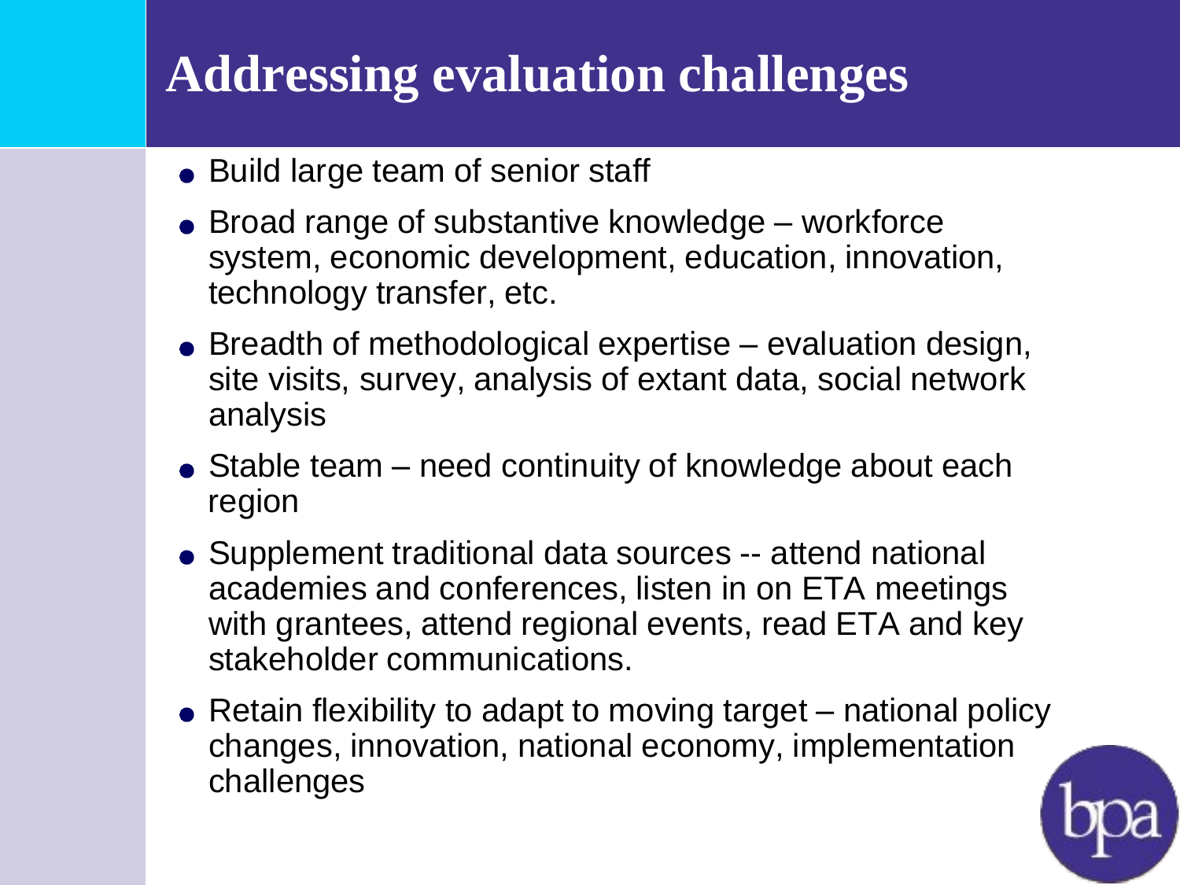# Addressing evaluation challenges

- Build large team of senior staff
- Broad range of substantive knowledge – workforce system, economic development, education, innovation, technology transfer, etc.
- Breadth of methodological expertise – evaluation design, site visits, survey, analysis of extant data, social network analysis
- Stable team – need continuity of knowledge about each region
- Supplement traditional data sources -- attend national academies and conferences, listen in on ETA meetings with grantees, attend regional events, read ETA and key stakeholder communications.
- Retain flexibility to adapt to moving target – national policy changes, innovation, national economy, implementation challenges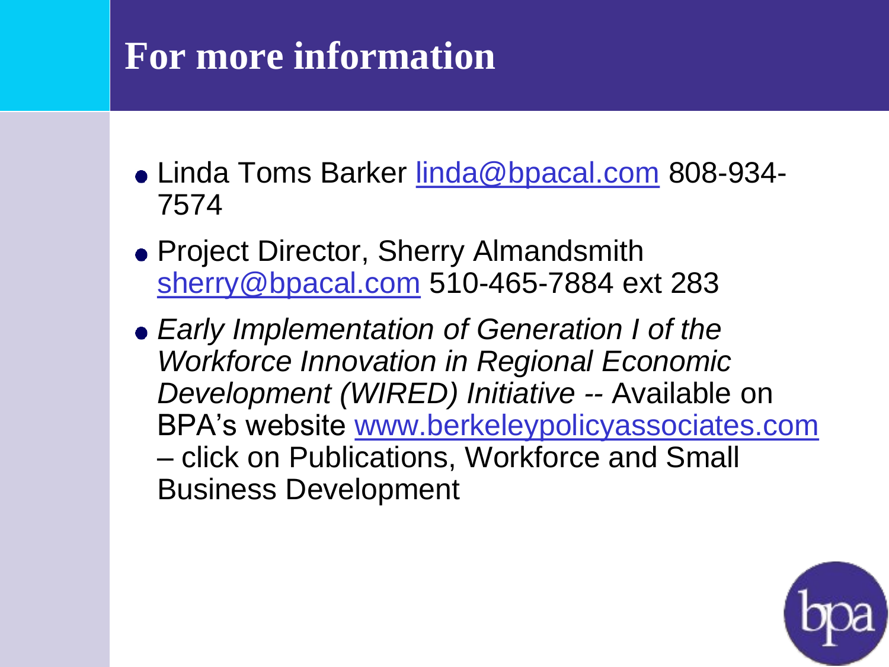# For more information

- Linda Toms Barker linda@bpacal.com 808-934-7574
- Project Director, Sherry Almandsmith sherry@bpacal.com 510-465-7884 ext 283
- *Early Implementation of Generation I of the Workforce Innovation in Regional Economic Development (WIRED) Initiative* -- Available on BPA's website www.berkeleypolicyassociates.com – click on Publications, Workforce and Small Business Development